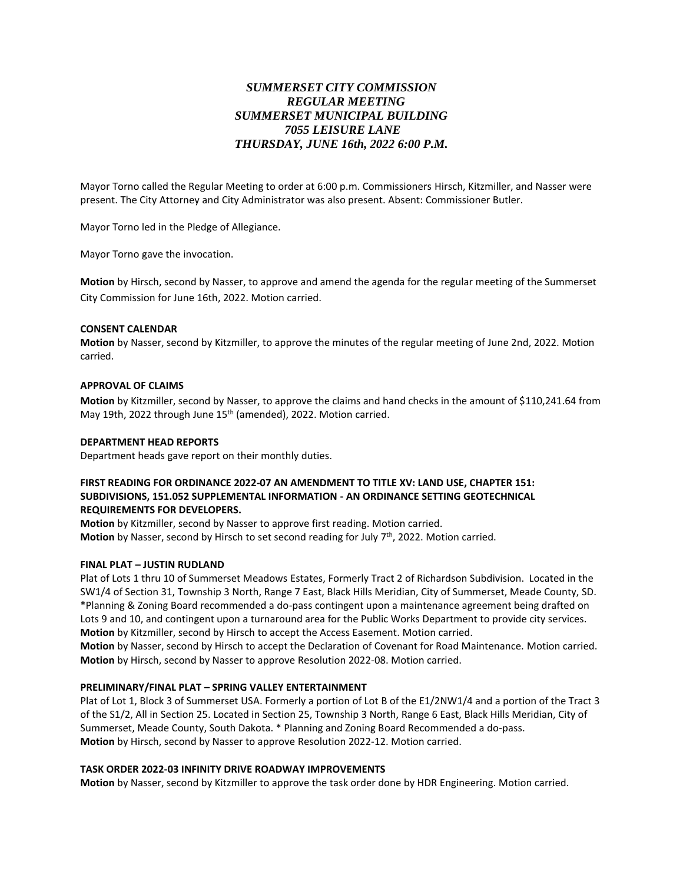# *SUMMERSET CITY COMMISSION*
# *REGULAR MEETING*
# *SUMMERSET MUNICIPAL BUILDING*
# *7055 LEISURE LANE*
# *THURSDAY, JUNE 16th, 2022 6:00 P.M.*

Mayor Torno called the Regular Meeting to order at 6:00 p.m. Commissioners Hirsch, Kitzmiller, and Nasser were present. The City Attorney and City Administrator was also present. Absent: Commissioner Butler.

Mayor Torno led in the Pledge of Allegiance.

Mayor Torno gave the invocation.

**Motion** by Hirsch, second by Nasser, to approve and amend the agenda for the regular meeting of the Summerset City Commission for June 16th, 2022. Motion carried.

**CONSENT CALENDAR**

**Motion** by Nasser, second by Kitzmiller, to approve the minutes of the regular meeting of June 2nd, 2022. Motion carried.

**APPROVAL OF CLAIMS**

**Motion** by Kitzmiller, second by Nasser, to approve the claims and hand checks in the amount of $110,241.64 from May 19th, 2022 through June 15th (amended), 2022. Motion carried.

**DEPARTMENT HEAD REPORTS**

Department heads gave report on their monthly duties.

**FIRST READING FOR ORDINANCE 2022-07 AN AMENDMENT TO TITLE XV: LAND USE, CHAPTER 151: SUBDIVISIONS, 151.052 SUPPLEMENTAL INFORMATION - AN ORDINANCE SETTING GEOTECHNICAL REQUIREMENTS FOR DEVELOPERS.**

**Motion** by Kitzmiller, second by Nasser to approve first reading. Motion carried.
**Motion** by Nasser, second by Hirsch to set second reading for July 7th, 2022. Motion carried.

**FINAL PLAT – JUSTIN RUDLAND**

Plat of Lots 1 thru 10 of Summerset Meadows Estates, Formerly Tract 2 of Richardson Subdivision. Located in the SW1/4 of Section 31, Township 3 North, Range 7 East, Black Hills Meridian, City of Summerset, Meade County, SD. *Planning & Zoning Board recommended a do-pass contingent upon a maintenance agreement being drafted on Lots 9 and 10, and contingent upon a turnaround area for the Public Works Department to provide city services.
**Motion** by Kitzmiller, second by Hirsch to accept the Access Easement. Motion carried.
**Motion** by Nasser, second by Hirsch to accept the Declaration of Covenant for Road Maintenance. Motion carried.
**Motion** by Hirsch, second by Nasser to approve Resolution 2022-08. Motion carried.

**PRELIMINARY/FINAL PLAT – SPRING VALLEY ENTERTAINMENT**

Plat of Lot 1, Block 3 of Summerset USA. Formerly a portion of Lot B of the E1/2NW1/4 and a portion of the Tract 3 of the S1/2, All in Section 25. Located in Section 25, Township 3 North, Range 6 East, Black Hills Meridian, City of Summerset, Meade County, South Dakota. * Planning and Zoning Board Recommended a do-pass.
**Motion** by Hirsch, second by Nasser to approve Resolution 2022-12. Motion carried.

**TASK ORDER 2022-03 INFINITY DRIVE ROADWAY IMPROVEMENTS**

**Motion** by Nasser, second by Kitzmiller to approve the task order done by HDR Engineering. Motion carried.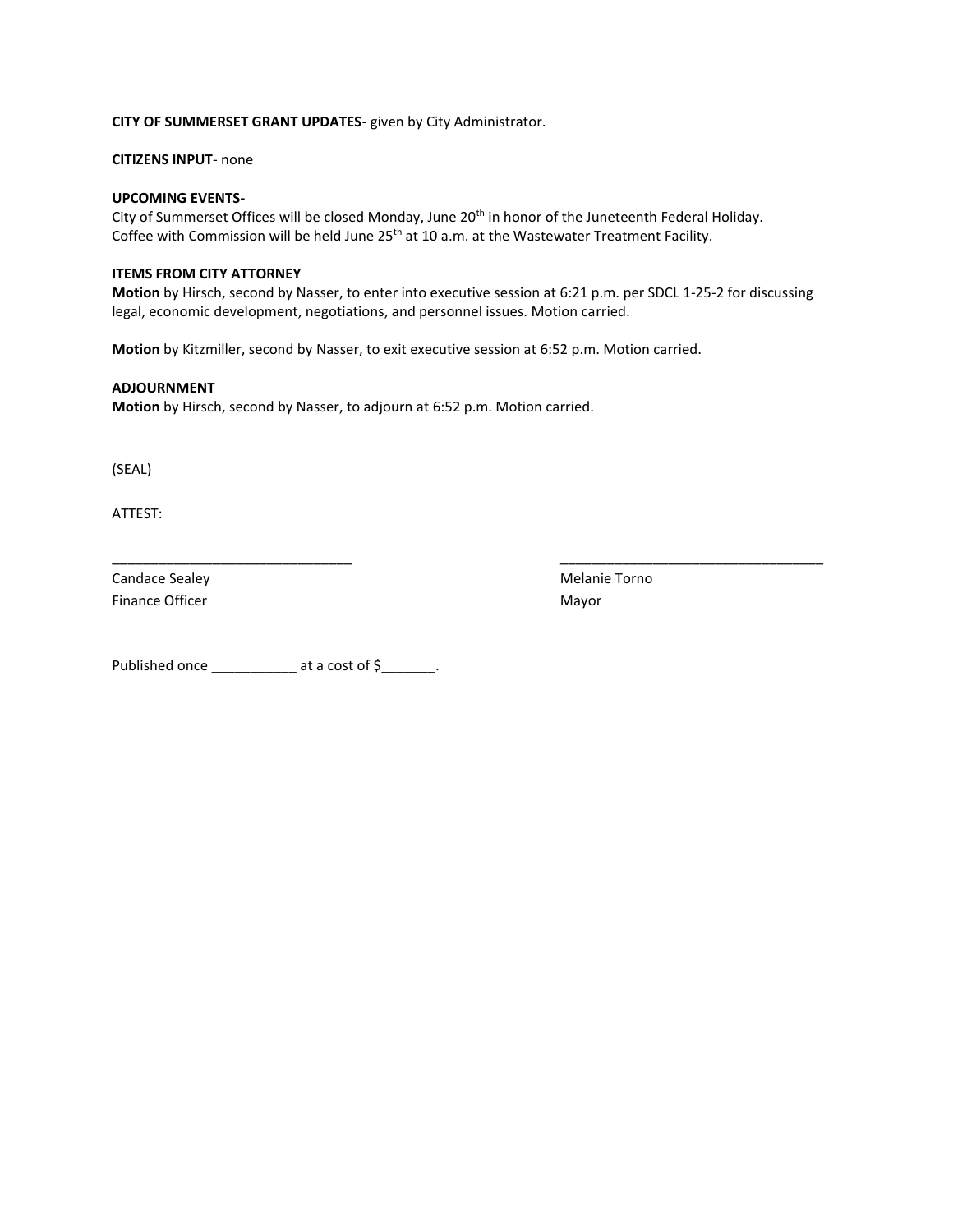**CITY OF SUMMERSET GRANT UPDATES**- given by City Administrator.

**CITIZENS INPUT**- none

**UPCOMING EVENTS-**
City of Summerset Offices will be closed Monday, June 20th in honor of the Juneteenth Federal Holiday.
Coffee with Commission will be held June 25th at 10 a.m. at the Wastewater Treatment Facility.

**ITEMS FROM CITY ATTORNEY**
**Motion** by Hirsch, second by Nasser, to enter into executive session at 6:21 p.m. per SDCL 1-25-2 for discussing legal, economic development, negotiations, and personnel issues. Motion carried.

**Motion** by Kitzmiller, second by Nasser, to exit executive session at 6:52 p.m. Motion carried.

**ADJOURNMENT**
**Motion** by Hirsch, second by Nasser, to adjourn at 6:52 p.m. Motion carried.

(SEAL)

ATTEST:

_______________________________ &nbsp;&nbsp;&nbsp;&nbsp;&nbsp;&nbsp;&nbsp;&nbsp; _______________________________

Candace Sealey
Finance Officer

Melanie Torno
Mayor

Published once ___________ at a cost of $_______.